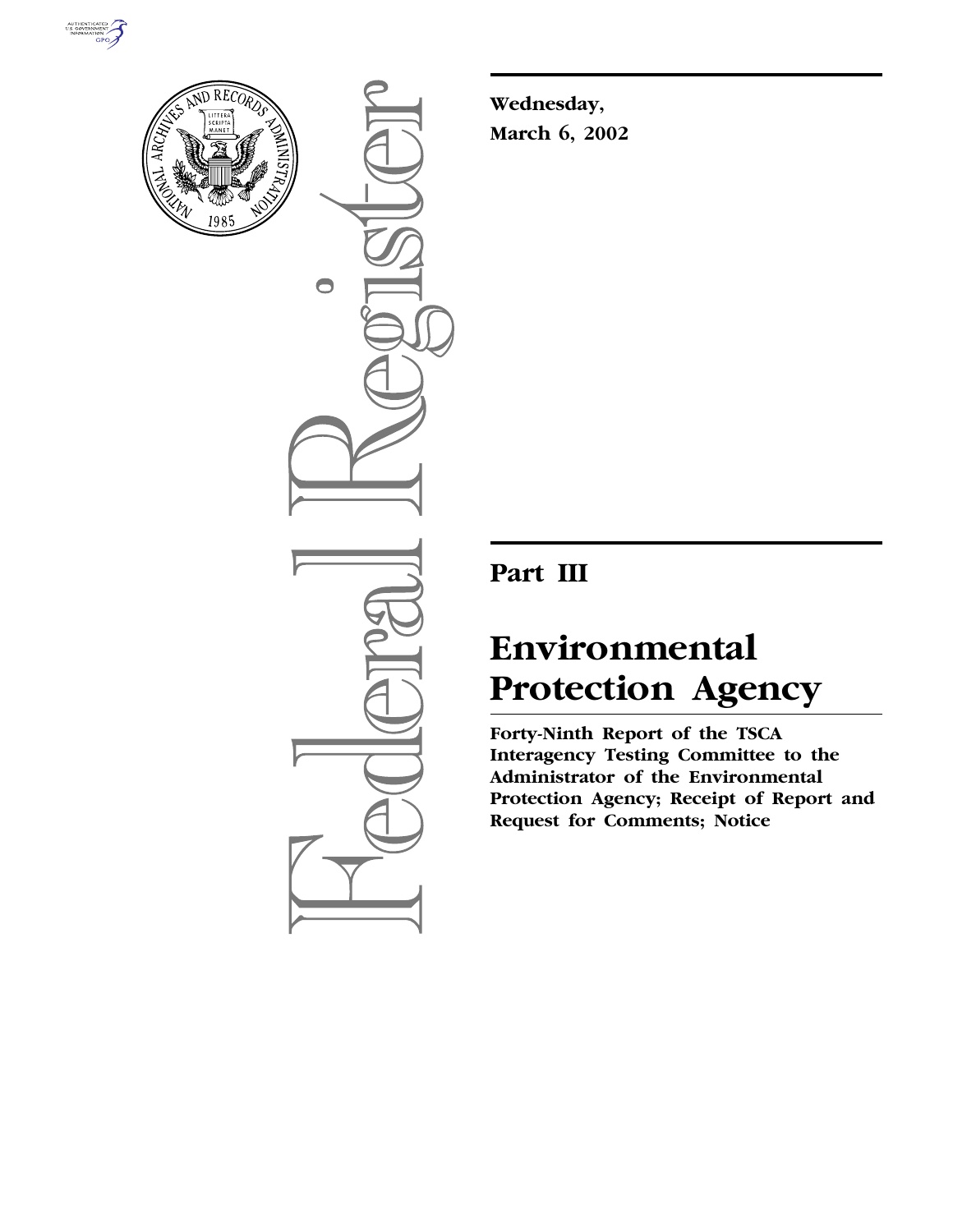**Wednesday,**
**March 6, 2002**

## Part III

# Environmental Protection Agency

**Forty-Ninth Report of the TSCA Interagency Testing Committee to the Administrator of the Environmental Protection Agency; Receipt of Report and Request for Comments; Notice**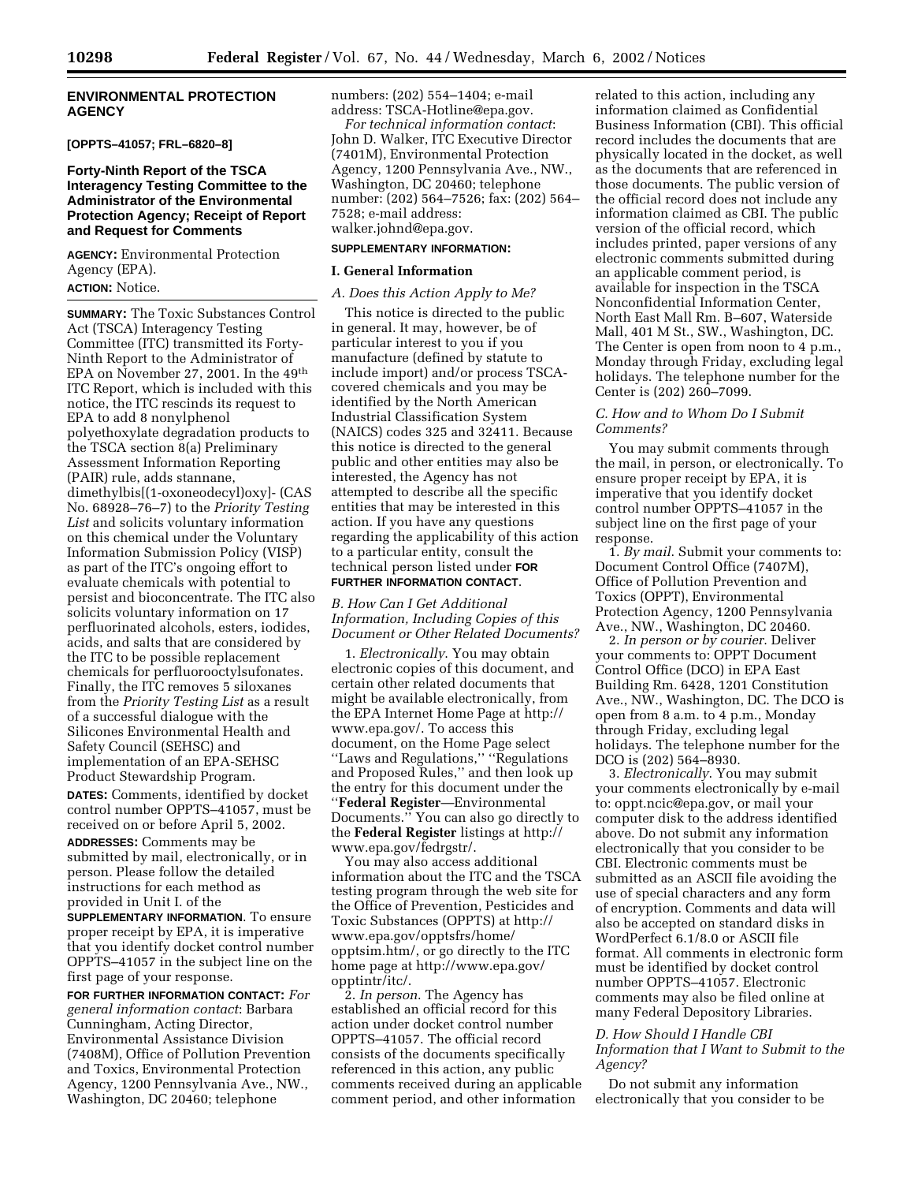## ENVIRONMENTAL PROTECTION AGENCY

**[OPPTS–41057; FRL–6820–8]**

### Forty-Ninth Report of the TSCA Interagency Testing Committee to the Administrator of the Environmental Protection Agency; Receipt of Report and Request for Comments

**AGENCY:** Environmental Protection Agency (EPA).

**ACTION:** Notice.

**SUMMARY:** The Toxic Substances Control Act (TSCA) Interagency Testing Committee (ITC) transmitted its Forty-Ninth Report to the Administrator of EPA on November 27, 2001. In the 49th ITC Report, which is included with this notice, the ITC rescinds its request to EPA to add 8 nonylphenol polyethoxylate degradation products to the TSCA section 8(a) Preliminary Assessment Information Reporting (PAIR) rule, adds stannane, dimethylbis[(1-oxoneodecyl)oxy]- (CAS No. 68928–76–7) to the *Priority Testing List* and solicits voluntary information on this chemical under the Voluntary Information Submission Policy (VISP) as part of the ITC's ongoing effort to evaluate chemicals with potential to persist and bioconcentrate. The ITC also solicits voluntary information on 17 perfluorinated alcohols, esters, iodides, acids, and salts that are considered by the ITC to be possible replacement chemicals for perfluorooctylsufonates. Finally, the ITC removes 5 siloxanes from the *Priority Testing List* as a result of a successful dialogue with the Silicones Environmental Health and Safety Council (SEHSC) and implementation of an EPA-SEHSC Product Stewardship Program.

**DATES:** Comments, identified by docket control number OPPTS–41057, must be received on or before April 5, 2002.

**ADDRESSES:** Comments may be submitted by mail, electronically, or in person. Please follow the detailed instructions for each method as provided in Unit I. of the **SUPPLEMENTARY INFORMATION**. To ensure proper receipt by EPA, it is imperative that you identify docket control number OPPTS–41057 in the subject line on the first page of your response.

**FOR FURTHER INFORMATION CONTACT:** *For general information contact*: Barbara Cunningham, Acting Director, Environmental Assistance Division (7408M), Office of Pollution Prevention and Toxics, Environmental Protection Agency, 1200 Pennsylvania Ave., NW., Washington, DC 20460; telephone numbers: (202) 554–1404; e-mail address: TSCA-Hotline@epa.gov.

*For technical information contact*: John D. Walker, ITC Executive Director (7401M), Environmental Protection Agency, 1200 Pennsylvania Ave., NW., Washington, DC 20460; telephone number: (202) 564–7526; fax: (202) 564–7528; e-mail address: walker.johnd@epa.gov.

**SUPPLEMENTARY INFORMATION:**

#### I. General Information

*A. Does this Action Apply to Me?*

This notice is directed to the public in general. It may, however, be of particular interest to you if you manufacture (defined by statute to include import) and/or process TSCA-covered chemicals and you may be identified by the North American Industrial Classification System (NAICS) codes 325 and 32411. Because this notice is directed to the general public and other entities may also be interested, the Agency has not attempted to describe all the specific entities that may be interested in this action. If you have any questions regarding the applicability of this action to a particular entity, consult the technical person listed under **FOR FURTHER INFORMATION CONTACT**.

*B. How Can I Get Additional Information, Including Copies of this Document or Other Related Documents?*

1. *Electronically*. You may obtain electronic copies of this document, and certain other related documents that might be available electronically, from the EPA Internet Home Page at http://www.epa.gov/. To access this document, on the Home Page select "Laws and Regulations," "Regulations and Proposed Rules," and then look up the entry for this document under the "**Federal Register**—Environmental Documents." You can also go directly to the **Federal Register** listings at http://www.epa.gov/fedrgstr/.

You may also access additional information about the ITC and the TSCA testing program through the web site for the Office of Prevention, Pesticides and Toxic Substances (OPPTS) at http://www.epa.gov/opptsfrs/home/opptsim.htm/, or go directly to the ITC home page at http://www.epa.gov/opptintr/itc/.

2. *In person*. The Agency has established an official record for this action under docket control number OPPTS–41057. The official record consists of the documents specifically referenced in this action, any public comments received during an applicable comment period, and other information related to this action, including any information claimed as Confidential Business Information (CBI). This official record includes the documents that are physically located in the docket, as well as the documents that are referenced in those documents. The public version of the official record does not include any information claimed as CBI. The public version of the official record, which includes printed, paper versions of any electronic comments submitted during an applicable comment period, is available for inspection in the TSCA Nonconfidential Information Center, North East Mall Rm. B–607, Waterside Mall, 401 M St., SW., Washington, DC. The Center is open from noon to 4 p.m., Monday through Friday, excluding legal holidays. The telephone number for the Center is (202) 260–7099.

*C. How and to Whom Do I Submit Comments?*

You may submit comments through the mail, in person, or electronically. To ensure proper receipt by EPA, it is imperative that you identify docket control number OPPTS–41057 in the subject line on the first page of your response.

1. *By mail*. Submit your comments to: Document Control Office (7407M), Office of Pollution Prevention and Toxics (OPPT), Environmental Protection Agency, 1200 Pennsylvania Ave., NW., Washington, DC 20460.

2. *In person or by courier*. Deliver your comments to: OPPT Document Control Office (DCO) in EPA East Building Rm. 6428, 1201 Constitution Ave., NW., Washington, DC. The DCO is open from 8 a.m. to 4 p.m., Monday through Friday, excluding legal holidays. The telephone number for the DCO is (202) 564–8930.

3. *Electronically*. You may submit your comments electronically by e-mail to: oppt.ncic@epa.gov, or mail your computer disk to the address identified above. Do not submit any information electronically that you consider to be CBI. Electronic comments must be submitted as an ASCII file avoiding the use of special characters and any form of encryption. Comments and data will also be accepted on standard disks in WordPerfect 6.1/8.0 or ASCII file format. All comments in electronic form must be identified by docket control number OPPTS–41057. Electronic comments may also be filed online at many Federal Depository Libraries.

*D. How Should I Handle CBI Information that I Want to Submit to the Agency?*

Do not submit any information electronically that you consider to be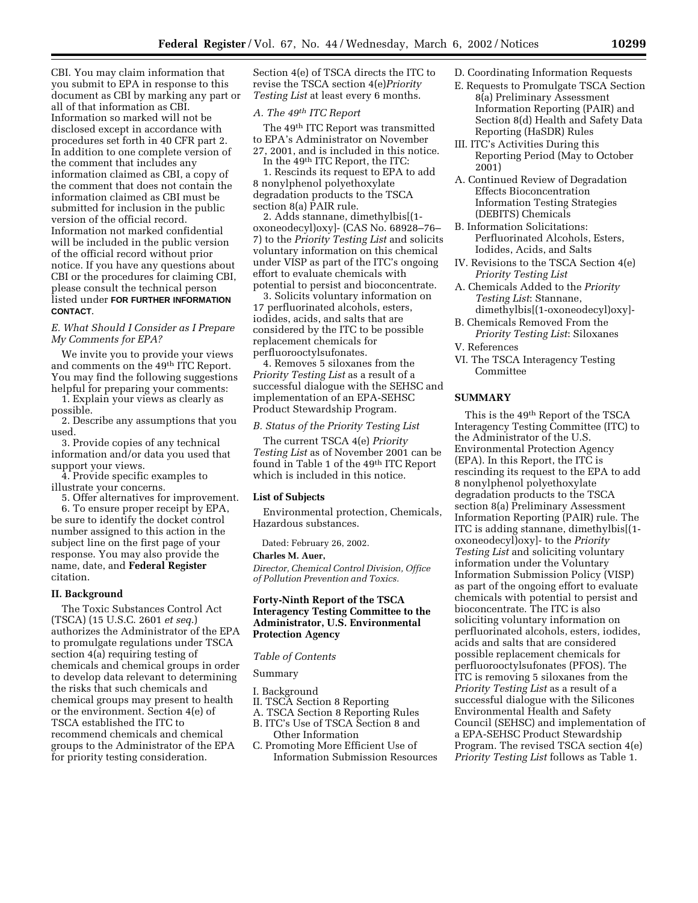CBI. You may claim information that you submit to EPA in response to this document as CBI by marking any part or all of that information as CBI. Information so marked will not be disclosed except in accordance with procedures set forth in 40 CFR part 2. In addition to one complete version of the comment that includes any information claimed as CBI, a copy of the comment that does not contain the information claimed as CBI must be submitted for inclusion in the public version of the official record. Information not marked confidential will be included in the public version of the official record without prior notice. If you have any questions about CBI or the procedures for claiming CBI, please consult the technical person listed under **FOR FURTHER INFORMATION CONTACT**.

*E. What Should I Consider as I Prepare My Comments for EPA?*

We invite you to provide your views and comments on the 49th ITC Report. You may find the following suggestions helpful for preparing your comments:

1. Explain your views as clearly as possible.
2. Describe any assumptions that you used.
3. Provide copies of any technical information and/or data you used that support your views.
4. Provide specific examples to illustrate your concerns.
5. Offer alternatives for improvement.
6. To ensure proper receipt by EPA, be sure to identify the docket control number assigned to this action in the subject line on the first page of your response. You may also provide the name, date, and **Federal Register** citation.

## II. Background

The Toxic Substances Control Act (TSCA) (15 U.S.C. 2601 *et seq.*) authorizes the Administrator of the EPA to promulgate regulations under TSCA section 4(a) requiring testing of chemicals and chemical groups in order to develop data relevant to determining the risks that such chemicals and chemical groups may present to health or the environment. Section 4(e) of TSCA established the ITC to recommend chemicals and chemical groups to the Administrator of the EPA for priority testing consideration. Section 4(e) of TSCA directs the ITC to revise the TSCA section 4(e)*Priority Testing List* at least every 6 months.

*A. The 49th ITC Report*

The 49th ITC Report was transmitted to EPA's Administrator on November 27, 2001, and is included in this notice. In the 49th ITC Report, the ITC:

1. Rescinds its request to EPA to add 8 nonylphenol polyethoxylate degradation products to the TSCA section 8(a) PAIR rule.
2. Adds stannane, dimethylbis[(1-oxoneodecyl)oxy]- (CAS No. 68928–76–7) to the *Priority Testing List* and solicits voluntary information on this chemical under VISP as part of the ITC's ongoing effort to evaluate chemicals with potential to persist and bioconcentrate.
3. Solicits voluntary information on 17 perfluorinated alcohols, esters, iodides, acids, and salts that are considered by the ITC to be possible replacement chemicals for perfluorooctylsufonates.
4. Removes 5 siloxanes from the *Priority Testing List* as a result of a successful dialogue with the SEHSC and implementation of an EPA-SEHSC Product Stewardship Program.

*B. Status of the Priority Testing List*

The current TSCA 4(e) *Priority Testing List* as of November 2001 can be found in Table 1 of the 49th ITC Report which is included in this notice.

**List of Subjects**

Environmental protection, Chemicals, Hazardous substances.

Dated: February 26, 2002.

**Charles M. Auer,**

*Director, Chemical Control Division, Office of Pollution Prevention and Toxics.*

## Forty-Ninth Report of the TSCA Interagency Testing Committee to the Administrator, U.S. Environmental Protection Agency

*Table of Contents*

Summary

I. Background
II. TSCA Section 8 Reporting
A. TSCA Section 8 Reporting Rules
B. ITC's Use of TSCA Section 8 and Other Information
C. Promoting More Efficient Use of Information Submission Resources
D. Coordinating Information Requests
E. Requests to Promulgate TSCA Section 8(a) Preliminary Assessment Information Reporting (PAIR) and Section 8(d) Health and Safety Data Reporting (HaSDR) Rules
III. ITC's Activities During this Reporting Period (May to October 2001)
A. Continued Review of Degradation Effects Bioconcentration Information Testing Strategies (DEBITS) Chemicals
B. Information Solicitations: Perfluorinated Alcohols, Esters, Iodides, Acids, and Salts
IV. Revisions to the TSCA Section 4(e) *Priority Testing List*
A. Chemicals Added to the *Priority Testing List*: Stannane, dimethylbis[(1-oxoneodecyl)oxy]-
B. Chemicals Removed From the *Priority Testing List*: Siloxanes
V. References
VI. The TSCA Interagency Testing Committee

## SUMMARY

This is the 49th Report of the TSCA Interagency Testing Committee (ITC) to the Administrator of the U.S. Environmental Protection Agency (EPA). In this Report, the ITC is rescinding its request to the EPA to add 8 nonylphenol polyethoxylate degradation products to the TSCA section 8(a) Preliminary Assessment Information Reporting (PAIR) rule. The ITC is adding stannane, dimethylbis[(1-oxoneodecyl)oxy]- to the *Priority Testing List* and soliciting voluntary information under the Voluntary Information Submission Policy (VISP) as part of the ongoing effort to evaluate chemicals with potential to persist and bioconcentrate. The ITC is also soliciting voluntary information on perfluorinated alcohols, esters, iodides, acids and salts that are considered possible replacement chemicals for perfluorooctylsufonates (PFOS). The ITC is removing 5 siloxanes from the *Priority Testing List* as a result of a successful dialogue with the Silicones Environmental Health and Safety Council (SEHSC) and implementation of a EPA-SEHSC Product Stewardship Program. The revised TSCA section 4(e) *Priority Testing List* follows as Table 1.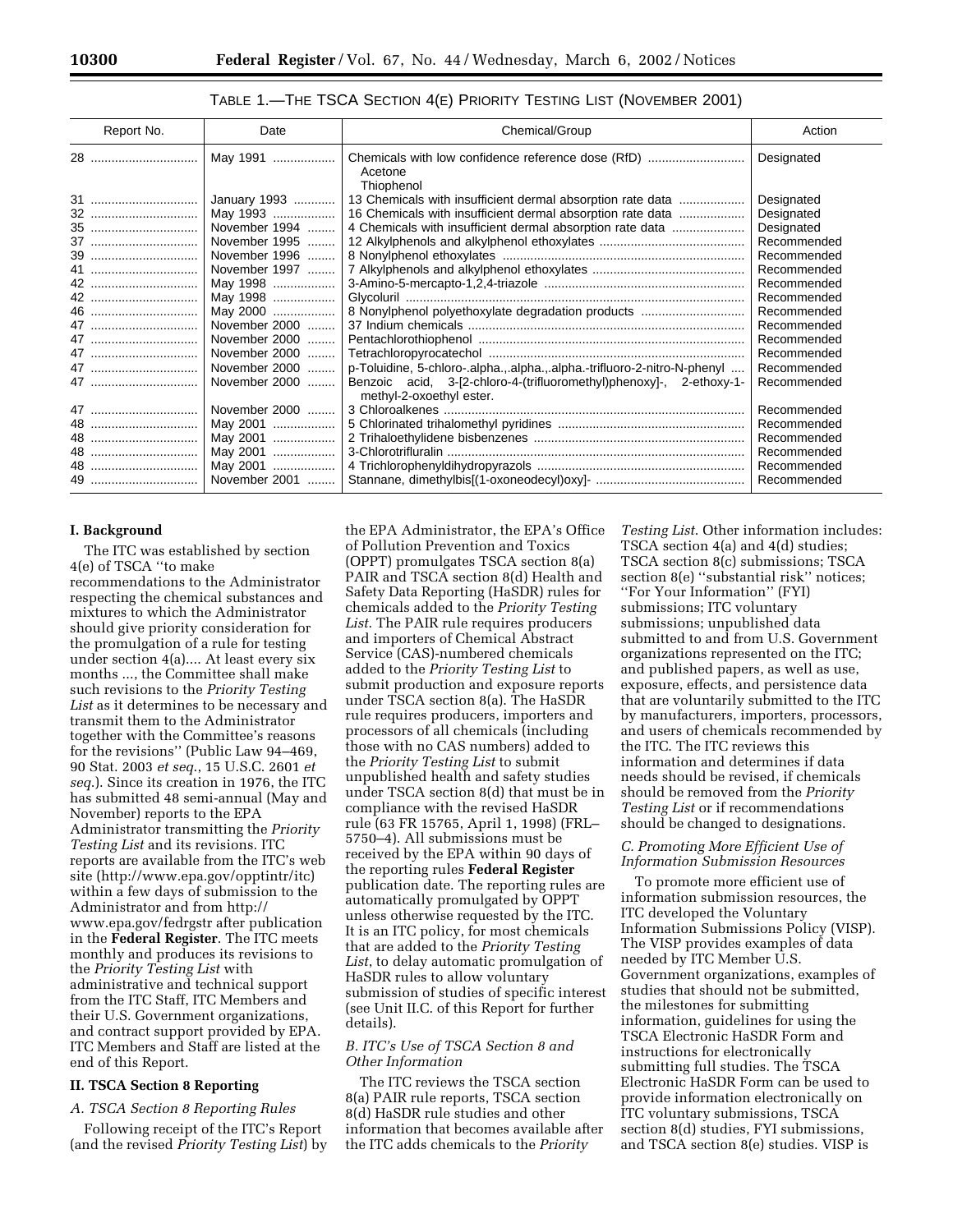TABLE 1.—THE TSCA SECTION 4(E) PRIORITY TESTING LIST (NOVEMBER 2001)

| Report No. | Date | Chemical/Group | Action |
| --- | --- | --- | --- |
| 28 | May 1991 | Chemicals with low confidence reference dose (RfD) Acetone Thiophenol | Designated |
| 31 | January 1993 | 13 Chemicals with insufficient dermal absorption rate data | Designated |
| 32 | May 1993 | 16 Chemicals with insufficient dermal absorption rate data | Designated |
| 35 | November 1994 | 4 Chemicals with insufficient dermal absorption rate data | Designated |
| 37 | November 1995 | 12 Alkylphenols and alkylphenol ethoxylates | Recommended |
| 39 | November 1996 | 8 Nonylphenol ethoxylates | Recommended |
| 41 | November 1997 | 7 Alkylphenols and alkylphenol ethoxylates | Recommended |
| 42 | May 1998 | 3-Amino-5-mercapto-1,2,4-triazole | Recommended |
| 42 | May 1998 | Glycoluril | Recommended |
| 46 | May 2000 | 8 Nonylphenol polyethoxylate degradation products | Recommended |
| 47 | November 2000 | 37 Indium chemicals | Recommended |
| 47 | November 2000 | Pentachlorothiophenol | Recommended |
| 47 | November 2000 | Tetrachloropyrocatechol | Recommended |
| 47 | November 2000 | p-Toluidine, 5-chloro-.alpha.,.alpha.,.alpha.-trifluoro-2-nitro-N-phenyl | Recommended |
| 47 | November 2000 | Benzoic acid, 3-[2-chloro-4-(trifluoromethyl)phenoxy]-, 2-ethoxy-1-methyl-2-oxoethyl ester. | Recommended |
| 47 | November 2000 | 3 Chloroalkenes | Recommended |
| 48 | May 2001 | 5 Chlorinated trihalomethyl pyridines | Recommended |
| 48 | May 2001 | 2 Trihaloethylidene bisbenzenes | Recommended |
| 48 | May 2001 | 3-Chlorotrifluralin | Recommended |
| 48 | May 2001 | 4 Trichlorophenyldihydropyrazols | Recommended |
| 49 | November 2001 | Stannane, dimethylbis[(1-oxoneodecyl)oxy]- | Recommended |

## I. Background

The ITC was established by section 4(e) of TSCA ''to make recommendations to the Administrator respecting the chemical substances and mixtures to which the Administrator should give priority consideration for the promulgation of a rule for testing under section 4(a).... At least every six months ..., the Committee shall make such revisions to the *Priority Testing List* as it determines to be necessary and transmit them to the Administrator together with the Committee's reasons for the revisions'' (Public Law 94–469, 90 Stat. 2003 *et seq.*, 15 U.S.C. 2601 *et seq.*). Since its creation in 1976, the ITC has submitted 48 semi-annual (May and November) reports to the EPA Administrator transmitting the *Priority Testing List* and its revisions. ITC reports are available from the ITC's web site (http://www.epa.gov/opptintr/itc) within a few days of submission to the Administrator and from http://www.epa.gov/fedrgstr after publication in the **Federal Register**. The ITC meets monthly and produces its revisions to the *Priority Testing List* with administrative and technical support from the ITC Staff, ITC Members and their U.S. Government organizations, and contract support provided by EPA. ITC Members and Staff are listed at the end of this Report.

## II. TSCA Section 8 Reporting

### *A. TSCA Section 8 Reporting Rules*

Following receipt of the ITC's Report (and the revised *Priority Testing List*) by the EPA Administrator, the EPA's Office of Pollution Prevention and Toxics (OPPT) promulgates TSCA section 8(a) PAIR and TSCA section 8(d) Health and Safety Data Reporting (HaSDR) rules for chemicals added to the *Priority Testing List*. The PAIR rule requires producers and importers of Chemical Abstract Service (CAS)-numbered chemicals added to the *Priority Testing List* to submit production and exposure reports under TSCA section 8(a). The HaSDR rule requires producers, importers and processors of all chemicals (including those with no CAS numbers) added to the *Priority Testing List* to submit unpublished health and safety studies under TSCA section 8(d) that must be in compliance with the revised HaSDR rule (63 FR 15765, April 1, 1998) (FRL–5750–4). All submissions must be received by the EPA within 90 days of the reporting rules **Federal Register** publication date. The reporting rules are automatically promulgated by OPPT unless otherwise requested by the ITC. It is an ITC policy, for most chemicals that are added to the *Priority Testing List*, to delay automatic promulgation of HaSDR rules to allow voluntary submission of studies of specific interest (see Unit II.C. of this Report for further details).

### *B. ITC's Use of TSCA Section 8 and Other Information*

The ITC reviews the TSCA section 8(a) PAIR rule reports, TSCA section 8(d) HaSDR rule studies and other information that becomes available after the ITC adds chemicals to the *Priority Testing List*. Other information includes: TSCA section 4(a) and 4(d) studies; TSCA section 8(c) submissions; TSCA section 8(e) ''substantial risk'' notices; ''For Your Information'' (FYI) submissions; ITC voluntary submissions; unpublished data submitted to and from U.S. Government organizations represented on the ITC; and published papers, as well as use, exposure, effects, and persistence data that are voluntarily submitted to the ITC by manufacturers, importers, processors, and users of chemicals recommended by the ITC. The ITC reviews this information and determines if data needs should be revised, if chemicals should be removed from the *Priority Testing List* or if recommendations should be changed to designations.

### *C. Promoting More Efficient Use of Information Submission Resources*

To promote more efficient use of information submission resources, the ITC developed the Voluntary Information Submissions Policy (VISP). The VISP provides examples of data needed by ITC Member U.S. Government organizations, examples of studies that should not be submitted, the milestones for submitting information, guidelines for using the TSCA Electronic HaSDR Form and instructions for electronically submitting full studies. The TSCA Electronic HaSDR Form can be used to provide information electronically on ITC voluntary submissions, TSCA section 8(d) studies, FYI submissions, and TSCA section 8(e) studies. VISP is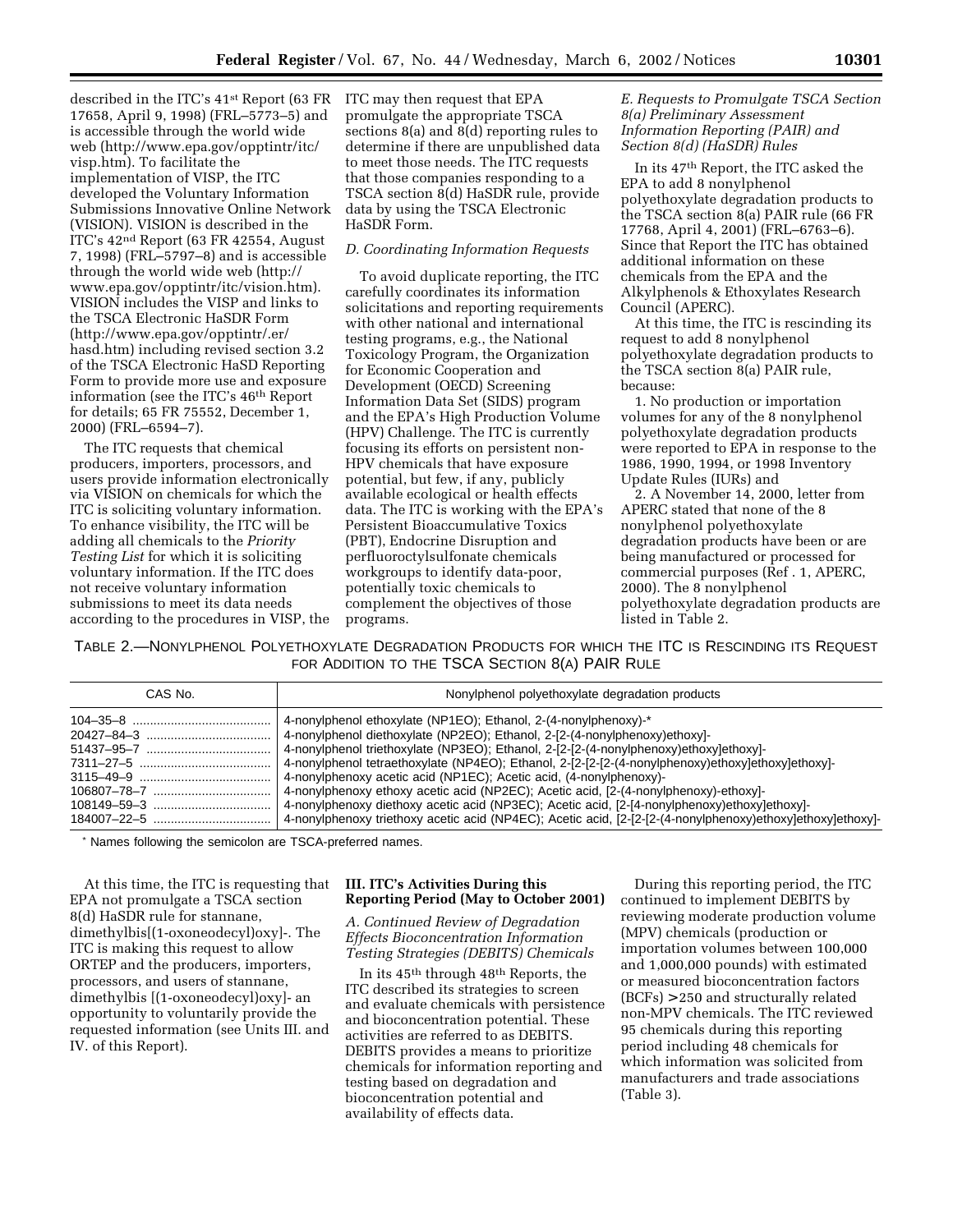described in the ITC's 41st Report (63 FR 17658, April 9, 1998) (FRL–5773–5) and is accessible through the world wide web (http://www.epa.gov/opptintr/itc/visp.htm). To facilitate the implementation of VISP, the ITC developed the Voluntary Information Submissions Innovative Online Network (VISION). VISION is described in the ITC's 42nd Report (63 FR 42554, August 7, 1998) (FRL–5797–8) and is accessible through the world wide web (http://www.epa.gov/opptintr/itc/vision.htm). VISION includes the VISP and links to the TSCA Electronic HaSDR Form (http://www.epa.gov/opptintr/.er/hasd.htm) including revised section 3.2 of the TSCA Electronic HaSD Reporting Form to provide more use and exposure information (see the ITC's 46th Report for details; 65 FR 75552, December 1, 2000) (FRL–6594–7).

The ITC requests that chemical producers, importers, processors, and users provide information electronically via VISION on chemicals for which the ITC is soliciting voluntary information. To enhance visibility, the ITC will be adding all chemicals to the *Priority Testing List* for which it is soliciting voluntary information. If the ITC does not receive voluntary information submissions to meet its data needs according to the procedures in VISP, the ITC may then request that EPA promulgate the appropriate TSCA sections 8(a) and 8(d) reporting rules to determine if there are unpublished data to meet those needs. The ITC requests that those companies responding to a TSCA section 8(d) HaSDR rule, provide data by using the TSCA Electronic HaSDR Form.

### *D. Coordinating Information Requests*

To avoid duplicate reporting, the ITC carefully coordinates its information solicitations and reporting requirements with other national and international testing programs, e.g., the National Toxicology Program, the Organization for Economic Cooperation and Development (OECD) Screening Information Data Set (SIDS) program and the EPA's High Production Volume (HPV) Challenge. The ITC is currently focusing its efforts on persistent non-HPV chemicals that have exposure potential, but few, if any, publicly available ecological or health effects data. The ITC is working with the EPA's Persistent Bioaccumulative Toxics (PBT), Endocrine Disruption and perfluoroctylsulfonate chemicals workgroups to identify data-poor, potentially toxic chemicals to complement the objectives of those programs.

### *E. Requests to Promulgate TSCA Section 8(a) Preliminary Assessment Information Reporting (PAIR) and Section 8(d) (HaSDR) Rules*

In its 47th Report, the ITC asked the EPA to add 8 nonylphenol polyethoxylate degradation products to the TSCA section 8(a) PAIR rule (66 FR 17768, April 4, 2001) (FRL–6763–6). Since that Report the ITC has obtained additional information on these chemicals from the EPA and the Alkylphenols & Ethoxylates Research Council (APERC).

At this time, the ITC is rescinding its request to add 8 nonylphenol polyethoxylate degradation products to the TSCA section 8(a) PAIR rule, because:

1. No production or importation volumes for any of the 8 nonylphenol polyethoxylate degradation products were reported to EPA in response to the 1986, 1990, 1994, or 1998 Inventory Update Rules (IURs) and

2. A November 14, 2000, letter from APERC stated that none of the 8 nonylphenol polyethoxylate degradation products have been or are being manufactured or processed for commercial purposes (Ref . 1, APERC, 2000). The 8 nonylphenol polyethoxylate degradation products are listed in Table 2.

TABLE 2.—NONYLPHENOL POLYETHOXYLATE DEGRADATION PRODUCTS FOR WHICH THE ITC IS RESCINDING ITS REQUEST FOR ADDITION TO THE TSCA SECTION 8(A) PAIR RULE

| CAS No. | Nonylphenol polyethoxylate degradation products |
|---|---|
| 104–35–8 | 4-nonylphenol ethoxylate (NP1EO); Ethanol, 2-(4-nonylphenoxy)-* |
| 20427–84–3 | 4-nonylphenol diethoxylate (NP2EO); Ethanol, 2-[2-(4-nonylphenoxy)ethoxy]- |
| 51437–95–7 | 4-nonylphenol triethoxylate (NP3EO); Ethanol, 2-[2-[2-(4-nonylphenoxy)ethoxy]ethoxy]- |
| 7311–27–5 | 4-nonylphenol tetraethoxylate (NP4EO); Ethanol, 2-[2-[2-[2-(4-nonylphenoxy)ethoxy]ethoxy]ethoxy]- |
| 3115–49–9 | 4-nonylphenoxy acetic acid (NP1EC); Acetic acid, (4-nonylphenoxy)- |
| 106807–78–7 | 4-nonylphenoxy ethoxy acetic acid (NP2EC); Acetic acid, [2-(4-nonylphenoxy)-ethoxy]- |
| 108149–59–3 | 4-nonylphenoxy diethoxy acetic acid (NP3EC); Acetic acid, [2-[4-nonylphenoxy)ethoxy]ethoxy]- |
| 184007–22–5 | 4-nonylphenoxy triethoxy acetic acid (NP4EC); Acetic acid, [2-[2-[2-(4-nonylphenoxy)ethoxy]ethoxy]ethoxy]- |

* Names following the semicolon are TSCA-preferred names.

At this time, the ITC is requesting that EPA not promulgate a TSCA section 8(d) HaSDR rule for stannane, dimethylbis[(1-oxoneodecyl)oxy]-. The ITC is making this request to allow ORTEP and the producers, importers, processors, and users of stannane, dimethylbis [(1-oxoneodecyl)oxy]- an opportunity to voluntarily provide the requested information (see Units III. and IV. of this Report).

## III. ITC's Activities During this Reporting Period (May to October 2001)

### *A. Continued Review of Degradation Effects Bioconcentration Information Testing Strategies (DEBITS) Chemicals*

In its 45th through 48th Reports, the ITC described its strategies to screen and evaluate chemicals with persistence and bioconcentration potential. These activities are referred to as DEBITS. DEBITS provides a means to prioritize chemicals for information reporting and testing based on degradation and bioconcentration potential and availability of effects data.

During this reporting period, the ITC continued to implement DEBITS by reviewing moderate production volume (MPV) chemicals (production or importation volumes between 100,000 and 1,000,000 pounds) with estimated or measured bioconcentration factors (BCFs) >250 and structurally related non-MPV chemicals. The ITC reviewed 95 chemicals during this reporting period including 48 chemicals for which information was solicited from manufacturers and trade associations (Table 3).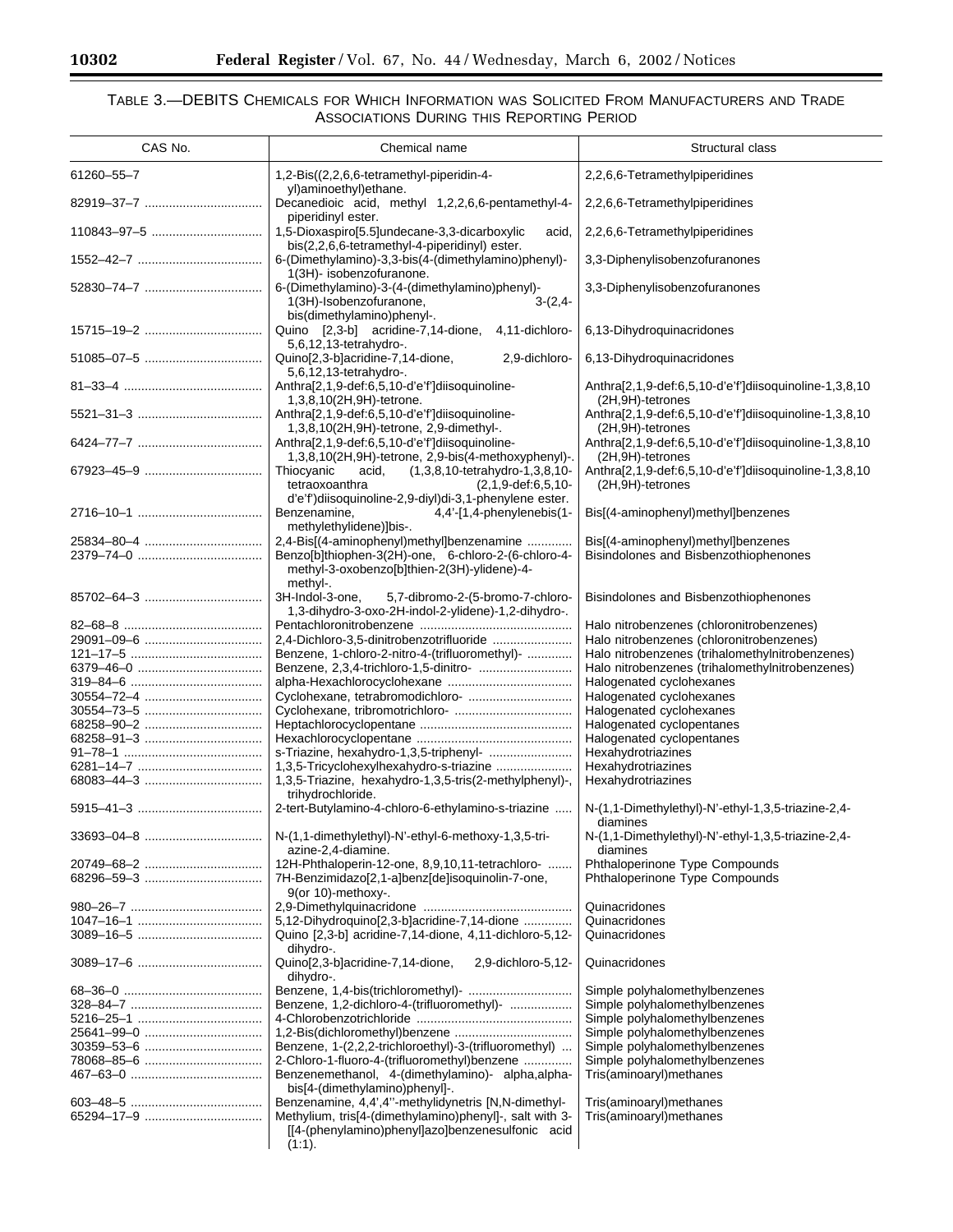## TABLE 3.—DEBITS CHEMICALS FOR WHICH INFORMATION WAS SOLICITED FROM MANUFACTURERS AND TRADE ASSOCIATIONS DURING THIS REPORTING PERIOD

| CAS No. | Chemical name | Structural class |
|---|---|---|
| 61260–55–7 | 1,2-Bis((2,2,6,6-tetramethyl-piperidin-4-yl)aminoethyl)ethane. | 2,2,6,6-Tetramethylpiperidines |
| 82919–37–7 | Decanedioic acid, methyl 1,2,2,6,6-pentamethyl-4-piperidinyl ester. | 2,2,6,6-Tetramethylpiperidines |
| 110843–97–5 | 1,5-Dioxaspiro[5.5]undecane-3,3-dicarboxylic acid, bis(2,2,6,6-tetramethyl-4-piperidinyl) ester. | 2,2,6,6-Tetramethylpiperidines |
| 1552–42–7 | 6-(Dimethylamino)-3,3-bis(4-(dimethylamino)phenyl)-1(3H)- isobenzofuranone. | 3,3-Diphenylisobenzofuranones |
| 52830–74–7 | 6-(Dimethylamino)-3-(4-(dimethylamino)phenyl)-1(3H)-Isobenzofuranone, 3-(2,4-bis(dimethylamino)phenyl-. | 3,3-Diphenylisobenzofuranones |
| 15715–19–2 | Quino [2,3-b] acridine-7,14-dione, 4,11-dichloro-5,6,12,13-tetrahydro-. | 6,13-Dihydroquinacridones |
| 51085–07–5 | Quino[2,3-b]acridine-7,14-dione, 2,9-dichloro-5,6,12,13-tetrahydro-. | 6,13-Dihydroquinacridones |
| 81–33–4 | Anthra[2,1,9-def:6,5,10-d'e'f']diisoquinoline-1,3,8,10(2H,9H)-tetrone. | Anthra[2,1,9-def:6,5,10-d'e'f']diisoquinoline-1,3,8,10 (2H,9H)-tetrones |
| 5521–31–3 | Anthra[2,1,9-def:6,5,10-d'e'f']diisoquinoline-1,3,8,10(2H,9H)-tetrone, 2,9-dimethyl-. | Anthra[2,1,9-def:6,5,10-d'e'f']diisoquinoline-1,3,8,10 (2H,9H)-tetrones |
| 6424–77–7 | Anthra[2,1,9-def:6,5,10-d'e'f']diisoquinoline-1,3,8,10(2H,9H)-tetrone, 2,9-bis(4-methoxyphenyl)-. | Anthra[2,1,9-def:6,5,10-d'e'f']diisoquinoline-1,3,8,10 (2H,9H)-tetrones |
| 67923–45–9 | Thiocyanic acid, (1,3,8,10-tetrahydro-1,3,8,10-tetraoxoanthra (2,1,9-def:6,5,10-d'e'f')diisoquinoline-2,9-diyl)di-3,1-phenylene ester. | Anthra[2,1,9-def:6,5,10-d'e'f']diisoquinoline-1,3,8,10 (2H,9H)-tetrones |
| 2716–10–1 | Benzenamine, 4,4'-[1,4-phenylenebis(1-methylethylidene)]bis-. | Bis[(4-aminophenyl)methyl]benzenes |
| 25834–80–4 | 2,4-Bis[(4-aminophenyl)methyl]benzenamine | Bis[(4-aminophenyl)methyl]benzenes |
| 2379–74–0 | Benzo[b]thiophen-3(2H)-one, 6-chloro-2-(6-chloro-4-methyl-3-oxobenzo[b]thien-2(3H)-ylidene)-4-methyl-. | Bisindolones and Bisbenzothiophenones |
| 85702–64–3 | 3H-Indol-3-one, 5,7-dibromo-2-(5-bromo-7-chloro-1,3-dihydro-3-oxo-2H-indol-2-ylidene)-1,2-dihydro-. | Bisindolones and Bisbenzothiophenones |
| 82–68–8 | Pentachloronitrobenzene | Halo nitrobenzenes (chloronitrobenzenes) |
| 29091–09–6 | 2,4-Dichloro-3,5-dinitrobenzotrifluoride | Halo nitrobenzenes (chloronitrobenzenes) |
| 121–17–5 | Benzene, 1-chloro-2-nitro-4-(trifluoromethyl)- | Halo nitrobenzenes (trihalomethylnitrobenzenes) |
| 6379–46–0 | Benzene, 2,3,4-trichloro-1,5-dinitro- | Halo nitrobenzenes (trihalomethylnitrobenzenes) |
| 319–84–6 | alpha-Hexachlorocyclohexane | Halogenated cyclohexanes |
| 30554–72–4 | Cyclohexane, tetrabromodichloro- | Halogenated cyclohexanes |
| 30554–73–5 | Cyclohexane, tribromotrichloro- | Halogenated cyclohexanes |
| 68258–90–2 | Heptachlorocyclopentane | Halogenated cyclopentanes |
| 68258–91–3 | Hexachlorocyclopentane | Halogenated cyclopentanes |
| 91–78–1 | s-Triazine, hexahydro-1,3,5-triphenyl- | Hexahydrotriazines |
| 6281–14–7 | 1,3,5-Tricyclohexylhexahydro-s-triazine | Hexahydrotriazines |
| 68083–44–3 | 1,3,5-Triazine, hexahydro-1,3,5-tris(2-methylphenyl)-, trihydrochloride. | Hexahydrotriazines |
| 5915–41–3 | 2-tert-Butylamino-4-chloro-6-ethylamino-s-triazine | N-(1,1-Dimethylethyl)-N'-ethyl-1,3,5-triazine-2,4-diamines |
| 33693–04–8 | N-(1,1-dimethylethyl)-N'-ethyl-6-methoxy-1,3,5-triazine-2,4-diamine. | N-(1,1-Dimethylethyl)-N'-ethyl-1,3,5-triazine-2,4-diamines |
| 20749–68–2 | 12H-Phthaloperin-12-one, 8,9,10,11-tetrachloro- | Phthaloperinone Type Compounds |
| 68296–59–3 | 7H-Benzimidazo[2,1-a]benz[de]isoquinolin-7-one, 9(or 10)-methoxy-. | Phthaloperinone Type Compounds |
| 980–26–7 | 2,9-Dimethylquinacridone | Quinacridones |
| 1047–16–1 | 5,12-Dihydroquino[2,3-b]acridine-7,14-dione | Quinacridones |
| 3089–16–5 | Quino [2,3-b] acridine-7,14-dione, 4,11-dichloro-5,12-dihydro-. | Quinacridones |
| 3089–17–6 | Quino[2,3-b]acridine-7,14-dione, 2,9-dichloro-5,12-dihydro-. | Quinacridones |
| 68–36–0 | Benzene, 1,4-bis(trichloromethyl)- | Simple polyhalomethylbenzenes |
| 328–84–7 | Benzene, 1,2-dichloro-4-(trifluoromethyl)- | Simple polyhalomethylbenzenes |
| 5216–25–1 | 4-Chlorobenzotrichloride | Simple polyhalomethylbenzenes |
| 25641–99–0 | 1,2-Bis(dichloromethyl)benzene | Simple polyhalomethylbenzenes |
| 30359–53–6 | Benzene, 1-(2,2,2-trichloroethyl)-3-(trifluoromethyl) | Simple polyhalomethylbenzenes |
| 78068–85–6 | 2-Chloro-1-fluoro-4-(trifluoromethyl)benzene | Simple polyhalomethylbenzenes |
| 467–63–0 | Benzenemethanol, 4-(dimethylamino)- alpha,alpha-bis[4-(dimethylamino)phenyl]-. | Tris(aminoaryl)methanes |
| 603–48–5 | Benzenamine, 4,4',4''-methylidynetris [N,N-dimethyl- | Tris(aminoaryl)methanes |
| 65294–17–9 | Methylium, tris[4-(dimethylamino)phenyl]-, salt with 3-[[4-(phenylamino)phenyl]azo]benzenesulfonic acid (1:1). | Tris(aminoaryl)methanes |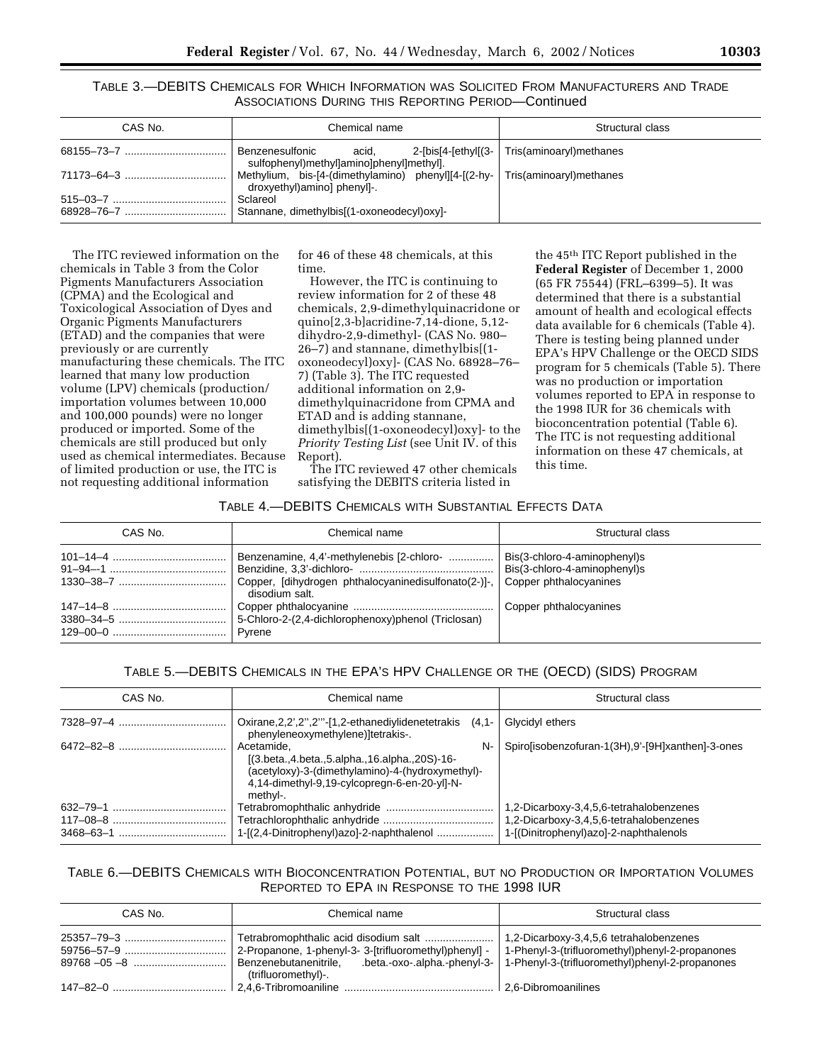TABLE 3.—DEBITS CHEMICALS FOR WHICH INFORMATION WAS SOLICITED FROM MANUFACTURERS AND TRADE ASSOCIATIONS DURING THIS REPORTING PERIOD—Continued

| CAS No. | Chemical name | Structural class |
| --- | --- | --- |
| 68155–73–7 | Benzenesulfonic acid, 2-[bis[4-[ethyl[(3-sulfophenyl)methyl]amino]phenyl]methyl]. | Tris(aminoaryl)methanes |
| 71173–64–3 | Methylium, bis-[4-(dimethylamino) phenyl][4-[(2-hydroxyethyl)amino] phenyl]-. | Tris(aminoaryl)methanes |
| 515–03–7 | Sclareol | |
| 68928–76–7 | Stannane, dimethylbis[(1-oxoneodecyl)oxy]- | |

The ITC reviewed information on the chemicals in Table 3 from the Color Pigments Manufacturers Association (CPMA) and the Ecological and Toxicological Association of Dyes and Organic Pigments Manufacturers (ETAD) and the companies that were previously or are currently manufacturing these chemicals. The ITC learned that many low production volume (LPV) chemicals (production/importation volumes between 10,000 and 100,000 pounds) were no longer produced or imported. Some of the chemicals are still produced but only used as chemical intermediates. Because of limited production or use, the ITC is not requesting additional information for 46 of these 48 chemicals, at this time.

However, the ITC is continuing to review information for 2 of these 48 chemicals, 2,9-dimethylquinacridone or quino[2,3-b]acridine-7,14-dione, 5,12-dihydro-2,9-dimethyl- (CAS No. 980–26–7) and stannane, dimethylbis[(1-oxoneodecyl)oxy]- (CAS No. 68928–76–7) (Table 3). The ITC requested additional information on 2,9-dimethylquinacridone from CPMA and ETAD and is adding stannane, dimethylbis[(1-oxoneodecyl)oxy]- to the *Priority Testing List* (see Unit IV. of this Report).

The ITC reviewed 47 other chemicals satisfying the DEBITS criteria listed in the 45th ITC Report published in the **Federal Register** of December 1, 2000 (65 FR 75544) (FRL–6399–5). It was determined that there is a substantial amount of health and ecological effects data available for 6 chemicals (Table 4). There is testing being planned under EPA's HPV Challenge or the OECD SIDS program for 5 chemicals (Table 5). There was no production or importation volumes reported to EPA in response to the 1998 IUR for 36 chemicals with bioconcentration potential (Table 6). The ITC is not requesting additional information on these 47 chemicals, at this time.

TABLE 4.—DEBITS CHEMICALS WITH SUBSTANTIAL EFFECTS DATA

| CAS No. | Chemical name | Structural class |
| --- | --- | --- |
| 101–14–4 | Benzenamine, 4,4'-methylenebis [2-chloro- | Bis(3-chloro-4-aminophenyl)s |
| 91–94–-1 | Benzidine, 3,3'-dichloro- | Bis(3-chloro-4-aminophenyl)s |
| 1330–38–7 | Copper, [dihydrogen phthalocyaninedisulfonato(2-)]-, disodium salt. | Copper phthalocyanines |
| 147–14–8 | Copper phthalocyanine | Copper phthalocyanines |
| 3380–34–5 | 5-Chloro-2-(2,4-dichlorophenoxy)phenol (Triclosan) | |
| 129–00–0 | Pyrene | |

TABLE 5.—DEBITS CHEMICALS IN THE EPA'S HPV CHALLENGE OR THE (OECD) (SIDS) PROGRAM

| CAS No. | Chemical name | Structural class |
| --- | --- | --- |
| 7328–97–4 | Oxirane,2,2',2'',2'''-[1,2-ethanediylidenetetrakis (4,1-phenyleneoxymethylene)]tetrakis-. | Glycidyl ethers |
| 6472–82–8 | Acetamide, N-[(3.beta.,4.beta.,5.alpha.,16.alpha.,20S)-16-(acetyloxy)-3-(dimethylamino)-4-(hydroxymethyl)-4,14-dimethyl-9,19-cylcopregn-6-en-20-yl]-N-methyl-. | Spiro[isobenzofuran-1(3H),9'-[9H]xanthen]-3-ones |
| 632–79–1 | Tetrabromophthalic anhydride | 1,2-Dicarboxy-3,4,5,6-tetrahalobenzenes |
| 117–08–8 | Tetrachlorophthalic anhydride | 1,2-Dicarboxy-3,4,5,6-tetrahalobenzenes |
| 3468–63–1 | 1-[(2,4-Dinitrophenyl)azo]-2-naphthalenol | 1-[(Dinitrophenyl)azo]-2-naphthalenols |

TABLE 6.—DEBITS CHEMICALS WITH BIOCONCENTRATION POTENTIAL, BUT NO PRODUCTION OR IMPORTATION VOLUMES REPORTED TO EPA IN RESPONSE TO THE 1998 IUR

| CAS No. | Chemical name | Structural class |
| --- | --- | --- |
| 25357–79–3 | Tetrabromophthalic acid disodium salt | 1,2-Dicarboxy-3,4,5,6 tetrahalobenzenes |
| 59756–57–9 | 2-Propanone, 1-phenyl-3- 3-[trifluoromethyl)phenyl] - | 1-Phenyl-3-(trifluoromethyl)phenyl-2-propanones |
| 89768 –05 –8 | Benzenebutanenitrile, .beta.-oxo-.alpha.-phenyl-3-(trifluoromethyl)-. | 1-Phenyl-3-(trifluoromethyl)phenyl-2-propanones |
| 147–82–0 | 2,4,6-Tribromoaniline | 2,6-Dibromoanilines |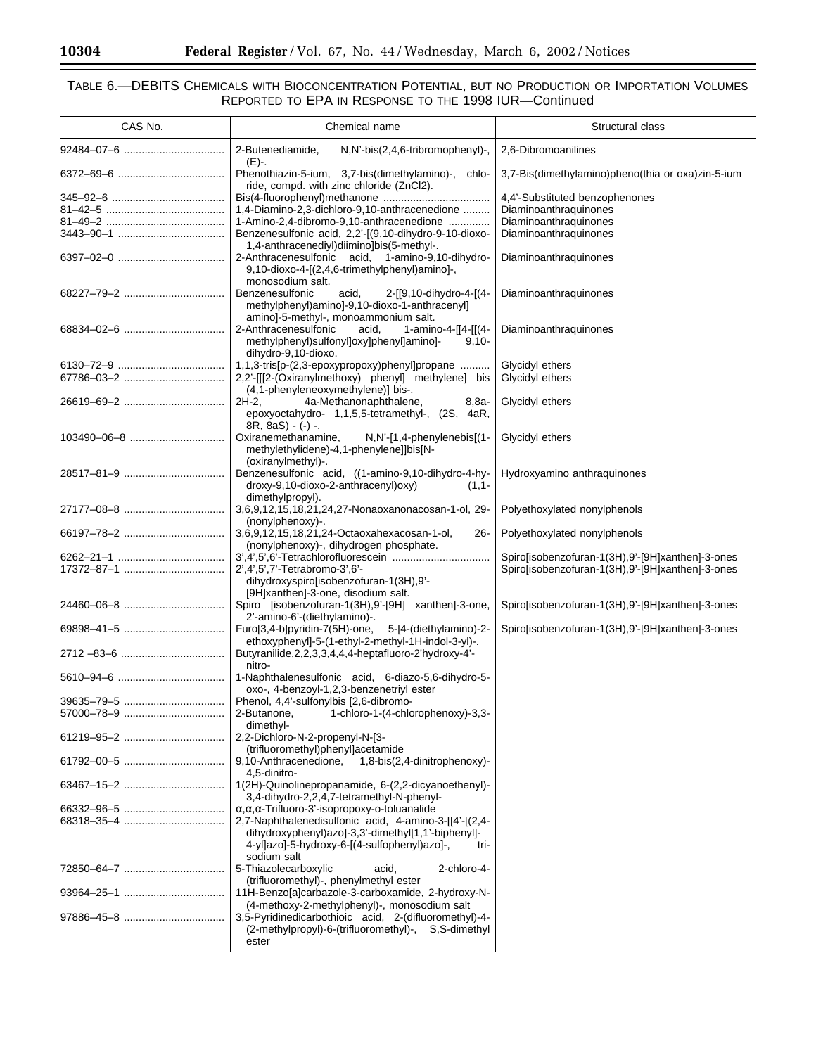TABLE 6.—DEBITS CHEMICALS WITH BIOCONCENTRATION POTENTIAL, BUT NO PRODUCTION OR IMPORTATION VOLUMES REPORTED TO EPA IN RESPONSE TO THE 1998 IUR—Continued

| CAS No. | Chemical name | Structural class |
| --- | --- | --- |
| 92484–07–6 | 2-Butenediamide, N,N'-bis(2,4,6-tribromophenyl)-, (E)-. | 2,6-Dibromoanilines |
| 6372–69–6 | Phenothiazin-5-ium, 3,7-bis(dimethylamino)-, chloride, compd. with zinc chloride (ZnCl2). | 3,7-Bis(dimethylamino)pheno(thia or oxa)zin-5-ium |
| 345–92–6 | Bis(4-fluorophenyl)methanone | 4,4'-Substituted benzophenones |
| 81–42–5 | 1,4-Diamino-2,3-dichloro-9,10-anthracenedione | Diaminoanthraquinones |
| 81–49–2 | 1-Amino-2,4-dibromo-9,10-anthracenedione | Diaminoanthraquinones |
| 3443–90–1 | Benzenesulfonic acid, 2,2'-[(9,10-dihydro-9-10-dioxo-1,4-anthracenediyl)diimino]bis(5-methyl-. | Diaminoanthraquinones |
| 6397–02–0 | 2-Anthracenesulfonic acid, 1-amino-9,10-dihydro-9,10-dioxo-4-[(2,4,6-trimethylphenyl)amino]-, monosodium salt. | Diaminoanthraquinones |
| 68227–79–2 | Benzenesulfonic acid, 2-[[9,10-dihydro-4-[(4-methylphenyl)amino]-9,10-dioxo-1-anthracenyl] amino]-5-methyl-, monoammonium salt. | Diaminoanthraquinones |
| 68834–02–6 | 2-Anthracenesulfonic acid, 1-amino-4-[[4-[[(4-methylphenyl)sulfonyl]oxy]phenyl]amino]- 9,10-dihydro-9,10-dioxo. | Diaminoanthraquinones |
| 6130–72–9 | 1,1,3-tris[p-(2,3-epoxypropoxy)phenyl]propane | Glycidyl ethers |
| 67786–03–2 | 2,2'-[[[2-(Oxiranylmethoxy) phenyl] methylene] bis (4,1-phenyleneoxymethylene)] bis-. | Glycidyl ethers |
| 26619–69–2 | 2H-2, 4a-Methanonaphthalene, 8,8a-epoxyoctahydro- 1,1,5,5-tetramethyl-, (2S, 4aR, 8R, 8aS) - (-) -. | Glycidyl ethers |
| 103490–06–8 | Oxiranemethanamine, N,N'-[1,4-phenylenebis[(1-methylethylidene)-4,1-phenylene]]bis[N-(oxiranylmethyl)-. | Glycidyl ethers |
| 28517–81–9 | Benzenesulfonic acid, ((1-amino-9,10-dihydro-4-hydroxy-9,10-dioxo-2-anthracenyl)oxy) (1,1-dimethylpropyl). | Hydroxyamino anthraquinones |
| 27177–08–8 | 3,6,9,12,15,18,21,24,27-Nonaoxanonacosan-1-ol, 29-(nonylphenoxy)-. | Polyethoxylated nonylphenols |
| 66197–78–2 | 3,6,9,12,15,18,21,24-Octaoxahexacosan-1-ol, 26-(nonylphenoxy)-, dihydrogen phosphate. | Polyethoxylated nonylphenols |
| 6262–21–1 | 3',4',5',6'-Tetrachlorofluorescein | Spiro[isobenzofuran-1(3H),9'-[9H]xanthen]-3-ones |
| 17372–87–1 | 2',4',5',7'-Tetrabromo-3',6'-dihydroxyspiro[isobenzofuran-1(3H),9'-[9H]xanthen]-3-one, disodium salt. | Spiro[isobenzofuran-1(3H),9'-[9H]xanthen]-3-ones |
| 24460–06–8 | Spiro [isobenzofuran-1(3H),9'-[9H] xanthen]-3-one, 2'-amino-6'-(diethylamino)-. | Spiro[isobenzofuran-1(3H),9'-[9H]xanthen]-3-ones |
| 69898–41–5 | Furo[3,4-b]pyridin-7(5H)-one, 5-[4-(diethylamino)-2-ethoxyphenyl]-5-(1-ethyl-2-methyl-1H-indol-3-yl)-. | Spiro[isobenzofuran-1(3H),9'-[9H]xanthen]-3-ones |
| 2712 –83–6 | Butyranilide,2,2,3,3,4,4,4-heptafluoro-2'hydroxy-4'-nitro- | |
| 5610–94–6 | 1-Naphthalenesulfonic acid, 6-diazo-5,6-dihydro-5-oxo-, 4-benzoyl-1,2,3-benzenetriyl ester | |
| 39635–79–5 | Phenol, 4,4'-sulfonylbis [2,6-dibromo- | |
| 57000–78–9 | 2-Butanone, 1-chloro-1-(4-chlorophenoxy)-3,3-dimethyl- | |
| 61219–95–2 | 2,2-Dichloro-N-2-propenyl-N-[3-(trifluoromethyl)phenyl]acetamide | |
| 61792–00–5 | 9,10-Anthracenedione, 1,8-bis(2,4-dinitrophenoxy)-4,5-dinitro- | |
| 63467–15–2 | 1(2H)-Quinolinepropanamide, 6-(2,2-dicyanoethenyl)-3,4-dihydro-2,2,4,7-tetramethyl-N-phenyl- | |
| 66332–96–5 | α,α,α-Trifluoro-3'-isopropoxy-o-toluanalide | |
| 68318–35–4 | 2,7-Naphthalenedisulfonic acid, 4-amino-3-[[4'-[(2,4-dihydroxyphenyl)azo]-3,3'-dimethyl[1,1'-biphenyl]-4-yl]azo]-5-hydroxy-6-[(4-sulfophenyl)azo]-, trisodium salt | |
| 72850–64–7 | 5-Thiazolecarboxylic acid, 2-chloro-4-(trifluoromethyl)-, phenylmethyl ester | |
| 93964–25–1 | 11H-Benzo[a]carbazole-3-carboxamide, 2-hydroxy-N-(4-methoxy-2-methylphenyl)-, monosodium salt | |
| 97886–45–8 | 3,5-Pyridinedicarbothioic acid, 2-(difluoromethyl)-4-(2-methylpropyl)-6-(trifluoromethyl)-, S,S-dimethyl ester | |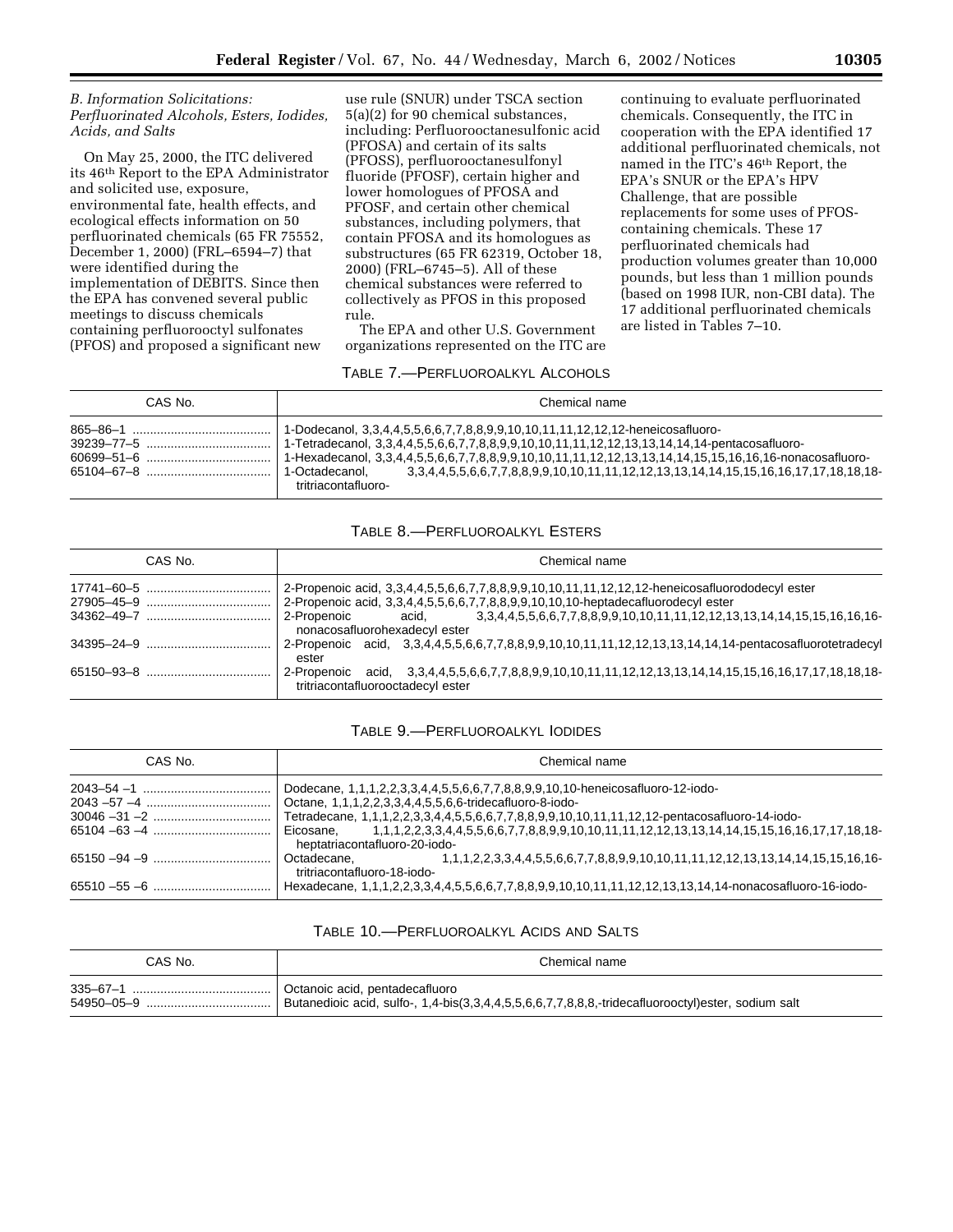### *B. Information Solicitations: Perfluorinated Alcohols, Esters, Iodides, Acids, and Salts*

On May 25, 2000, the ITC delivered its 46th Report to the EPA Administrator and solicited use, exposure, environmental fate, health effects, and ecological effects information on 50 perfluorinated chemicals (65 FR 75552, December 1, 2000) (FRL–6594–7) that were identified during the implementation of DEBITS. Since then the EPA has convened several public meetings to discuss chemicals containing perfluorooctyl sulfonates (PFOS) and proposed a significant new use rule (SNUR) under TSCA section 5(a)(2) for 90 chemical substances, including: Perfluorooctanesulfonic acid (PFOSA) and certain of its salts (PFOSS), perfluorooctanesulfonyl fluoride (PFOSF), certain higher and lower homologues of PFOSA and PFOSF, and certain other chemical substances, including polymers, that contain PFOSA and its homologues as substructures (65 FR 62319, October 18, 2000) (FRL–6745–5). All of these chemical substances were referred to collectively as PFOS in this proposed rule.

The EPA and other U.S. Government organizations represented on the ITC are continuing to evaluate perfluorinated chemicals. Consequently, the ITC in cooperation with the EPA identified 17 additional perfluorinated chemicals, not named in the ITC's 46th Report, the EPA's SNUR or the EPA's HPV Challenge, that are possible replacements for some uses of PFOS-containing chemicals. These 17 perfluorinated chemicals had production volumes greater than 10,000 pounds, but less than 1 million pounds (based on 1998 IUR, non-CBI data). The 17 additional perfluorinated chemicals are listed in Tables 7–10.

TABLE 7.—PERFLUOROALKYL ALCOHOLS

| CAS No. | Chemical name |
|---|---|
| 865–86–1 | 1-Dodecanol, 3,3,4,4,5,5,6,6,7,7,8,8,9,9,10,10,11,11,12,12,12-heneicosafluoro- |
| 39239–77–5 | 1-Tetradecanol, 3,3,4,4,5,5,6,6,7,7,8,8,9,9,10,10,11,11,12,12,13,13,14,14,14-pentacosafluoro- |
| 60699–51–6 | 1-Hexadecanol, 3,3,4,4,5,5,6,6,7,7,8,8,9,9,10,10,11,11,12,12,13,13,14,14,15,15,16,16,16-nonacosafluoro- |
| 65104–67–8 | 1-Octadecanol, 3,3,4,4,5,5,6,6,7,7,8,8,9,9,10,10,11,11,12,12,13,13,14,14,15,15,16,16,17,17,18,18,18-tritriacontafluoro- |

TABLE 8.—PERFLUOROALKYL ESTERS

| CAS No. | Chemical name |
|---|---|
| 17741–60–5 | 2-Propenoic acid, 3,3,4,4,5,5,6,6,7,7,8,8,9,9,10,10,11,11,12,12,12-heneicosafluorododecyl ester |
| 27905–45–9 | 2-Propenoic acid, 3,3,4,4,5,5,6,6,7,7,8,8,9,9,10,10,10-heptadecafluorodecyl ester |
| 34362–49–7 | 2-Propenoic acid, 3,3,4,4,5,5,6,6,7,7,8,8,9,9,10,10,11,11,12,12,13,13,14,14,15,15,16,16,16-nonacosafluorohexadecyl ester |
| 34395–24–9 | 2-Propenoic acid, 3,3,4,4,5,5,6,6,7,7,8,8,9,9,10,10,11,11,12,12,13,13,14,14,14-pentacosafluorotetradecyl ester |
| 65150–93–8 | 2-Propenoic acid, 3,3,4,4,5,5,6,6,7,7,8,8,9,9,10,10,11,11,12,12,13,13,14,14,15,15,16,16,17,17,18,18,18-tritriacontafluorooctadecyl ester |

TABLE 9.—PERFLUOROALKYL IODIDES

| CAS No. | Chemical name |
|---|---|
| 2043–54 –1 | Dodecane, 1,1,1,2,2,3,3,4,4,5,5,6,6,7,7,8,8,9,9,10,10-heneicosafluoro-12-iodo- |
| 2043 –57 –4 | Octane, 1,1,1,2,2,3,3,4,4,5,5,6,6-tridecafluoro-8-iodo- |
| 30046 –31 –2 | Tetradecane, 1,1,1,2,2,3,3,4,4,5,5,6,6,7,7,8,8,9,9,10,10,11,11,12,12-pentacosafluoro-14-iodo- |
| 65104 –63 –4 | Eicosane, 1,1,1,2,2,3,3,4,4,5,5,6,6,7,7,8,8,9,9,10,10,11,11,12,12,13,13,14,14,15,15,16,16,17,17,18,18-heptatriacontafluoro-20-iodo- |
| 65150 –94 –9 | Octadecane, 1,1,1,2,2,3,3,4,4,5,5,6,6,7,7,8,8,9,9,10,10,11,11,12,12,13,13,14,14,15,15,16,16-tritriacontafluoro-18-iodo- |
| 65510 –55 –6 | Hexadecane, 1,1,1,2,2,3,3,4,4,5,5,6,6,7,7,8,8,9,9,10,10,11,11,12,12,13,13,14,14-nonacosafluoro-16-iodo- |

TABLE 10.—PERFLUOROALKYL ACIDS AND SALTS

| CAS No. | Chemical name |
|---|---|
| 335–67–1 | Octanoic acid, pentadecafluoro |
| 54950–05–9 | Butanedioic acid, sulfo-, 1,4-bis(3,3,4,4,5,5,6,6,7,7,8,8,8,-tridecafluorooctyl)ester, sodium salt |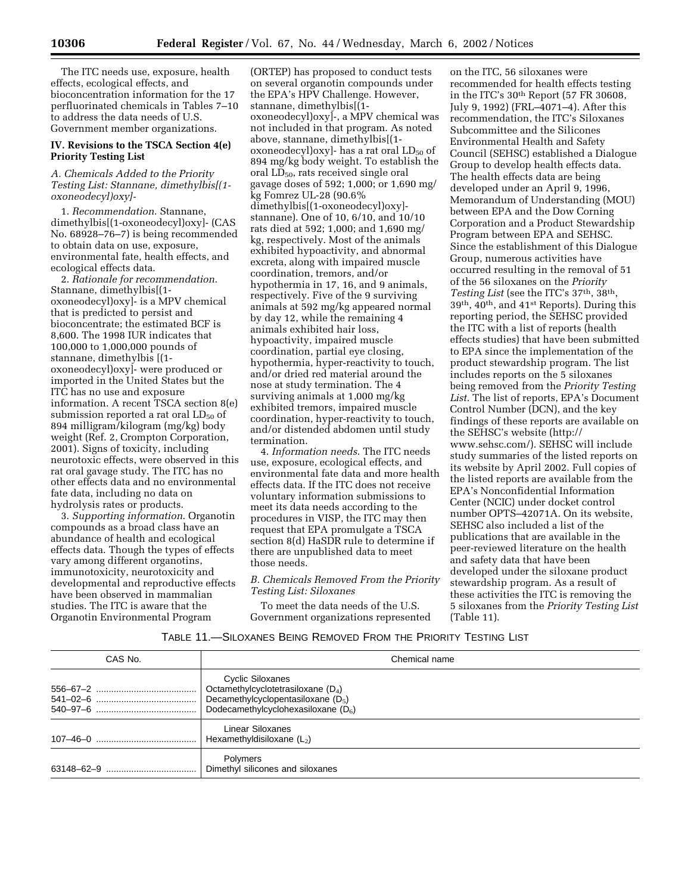The ITC needs use, exposure, health effects, ecological effects, and bioconcentration information for the 17 perfluorinated chemicals in Tables 7–10 to address the data needs of U.S. Government member organizations.

## IV. Revisions to the TSCA Section 4(e) Priority Testing List

### *A. Chemicals Added to the Priority Testing List: Stannane, dimethylbis[(1-oxoneodecyl)oxy]-*

1. *Recommendation*. Stannane, dimethylbis[(1-oxoneodecyl)oxy]- (CAS No. 68928–76–7) is being recommended to obtain data on use, exposure, environmental fate, health effects, and ecological effects data.

2. *Rationale for recommendation*. Stannane, dimethylbis[(1-oxoneodecyl)oxy]- is a MPV chemical that is predicted to persist and bioconcentrate; the estimated BCF is 8,600. The 1998 IUR indicates that 100,000 to 1,000,000 pounds of stannane, dimethylbis [(1-oxoneodecyl)oxy]- were produced or imported in the United States but the ITC has no use and exposure information. A recent TSCA section 8(e) submission reported a rat oral $LD_{50}$ of 894 milligram/kilogram (mg/kg) body weight (Ref. 2, Crompton Corporation, 2001). Signs of toxicity, including neurotoxic effects, were observed in this rat oral gavage study. The ITC has no other effects data and no environmental fate data, including no data on hydrolysis rates or products.

3. *Supporting information*. Organotin compounds as a broad class have an abundance of health and ecological effects data. Though the types of effects vary among different organotins, immunotoxicity, neurotoxicity and developmental and reproductive effects have been observed in mammalian studies. The ITC is aware that the Organotin Environmental Program (ORTEP) has proposed to conduct tests on several organotin compounds under the EPA's HPV Challenge. However, stannane, dimethylbis[(1-oxoneodecyl)oxy]-, a MPV chemical was not included in that program. As noted above, stannane, dimethylbis[(1-oxoneodecyl)oxy]- has a rat oral $LD_{50}$ of 894 mg/kg body weight. To establish the oral $LD_{50}$, rats received single oral gavage doses of 592; 1,000; or 1,690 mg/kg Fomrez UL-28 (90.6% dimethylbis[(1-oxoneodecyl)oxy]-stannane). One of 10, 6/10, and 10/10 rats died at 592; 1,000; and 1,690 mg/kg, respectively. Most of the animals exhibited hypoactivity, and abnormal excreta, along with impaired muscle coordination, tremors, and/or hypothermia in 17, 16, and 9 animals, respectively. Five of the 9 surviving animals at 592 mg/kg appeared normal by day 12, while the remaining 4 animals exhibited hair loss, hypoactivity, impaired muscle coordination, partial eye closing, hypothermia, hyper-reactivity to touch, and/or dried red material around the nose at study termination. The 4 surviving animals at 1,000 mg/kg exhibited tremors, impaired muscle coordination, hyper-reactivity to touch, and/or distended abdomen until study termination.

4. *Information needs*. The ITC needs use, exposure, ecological effects, and environmental fate data and more health effects data. If the ITC does not receive voluntary information submissions to meet its data needs according to the procedures in VISP, the ITC may then request that EPA promulgate a TSCA section 8(d) HaSDR rule to determine if there are unpublished data to meet those needs.

### *B. Chemicals Removed From the Priority Testing List: Siloxanes*

To meet the data needs of the U.S. Government organizations represented on the ITC, 56 siloxanes were recommended for health effects testing in the ITC's 30th Report (57 FR 30608, July 9, 1992) (FRL–4071–4). After this recommendation, the ITC's Siloxanes Subcommittee and the Silicones Environmental Health and Safety Council (SEHSC) established a Dialogue Group to develop health effects data. The health effects data are being developed under an April 9, 1996, Memorandum of Understanding (MOU) between EPA and the Dow Corning Corporation and a Product Stewardship Program between EPA and SEHSC. Since the establishment of this Dialogue Group, numerous activities have occurred resulting in the removal of 51 of the 56 siloxanes on the *Priority Testing List* (see the ITC's 37th, 38th, 39th, 40th, and 41st Reports). During this reporting period, the SEHSC provided the ITC with a list of reports (health effects studies) that have been submitted to EPA since the implementation of the product stewardship program. The list includes reports on the 5 siloxanes being removed from the *Priority Testing List*. The list of reports, EPA's Document Control Number (DCN), and the key findings of these reports are available on the SEHSC's website (http://www.sehsc.com/). SEHSC will include study summaries of the listed reports on its website by April 2002. Full copies of the listed reports are available from the EPA's Nonconfidential Information Center (NCIC) under docket control number OPTS–42071A. On its website, SEHSC also included a list of the publications that are available in the peer-reviewed literature on the health and safety data that have been developed under the siloxane product stewardship program. As a result of these activities the ITC is removing the 5 siloxanes from the *Priority Testing List* (Table 11).

TABLE 11.—SILOXANES BEING REMOVED FROM THE PRIORITY TESTING LIST

| CAS No. | Chemical name |
|---|---|
| | Cyclic Siloxanes |
| 556–67–2 | Octamethylcyclotetrasiloxane ($D_4$) |
| 541–02–6 | Decamethylcyclopentasiloxane ($D_5$) |
| 540–97–6 | Dodecamethylcyclohexasiloxane ($D_6$) |
| | Linear Siloxanes |
| 107–46–0 | Hexamethyldisiloxane ($L_2$) |
| | Polymers |
| 63148–62–9 | Dimethyl silicones and siloxanes |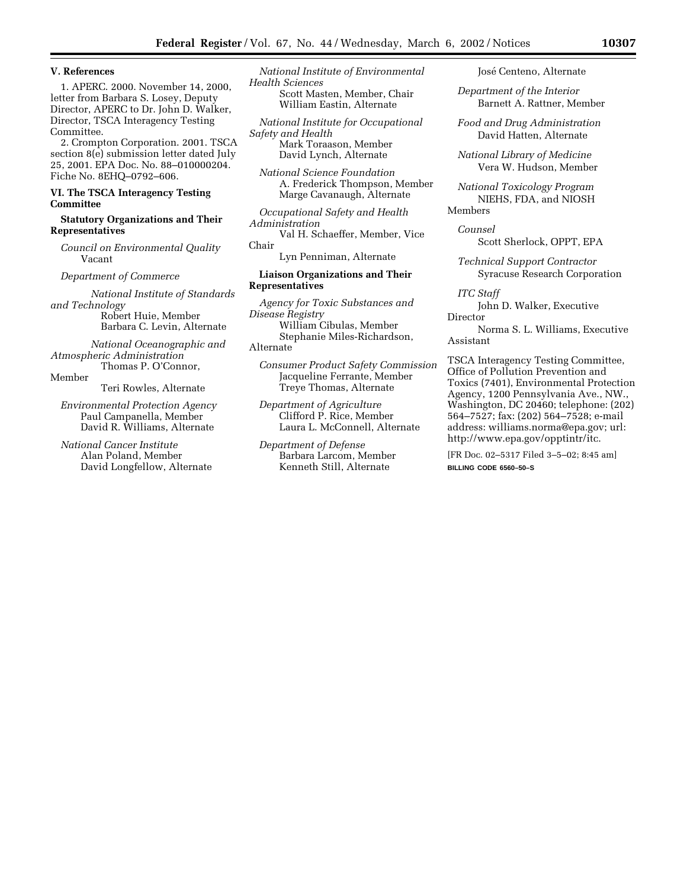### V. References

1. APERC. 2000. November 14, 2000, letter from Barbara S. Losey, Deputy Director, APERC to Dr. John D. Walker, Director, TSCA Interagency Testing Committee.

2. Crompton Corporation. 2001. TSCA section 8(e) submission letter dated July 25, 2001. EPA Doc. No. 88–010000204. Fiche No. 8EHQ–0792–606.

### VI. The TSCA Interagency Testing Committee

**Statutory Organizations and Their Representatives**

*Council on Environmental Quality*
Vacant

*Department of Commerce*

*National Institute of Standards and Technology*
Robert Huie, Member
Barbara C. Levin, Alternate

*National Oceanographic and Atmospheric Administration*
Thomas P. O'Connor, Member
Teri Rowles, Alternate

*Environmental Protection Agency*
Paul Campanella, Member
David R. Williams, Alternate

*National Cancer Institute*
Alan Poland, Member
David Longfellow, Alternate

*National Institute of Environmental Health Sciences*
Scott Masten, Member, Chair
William Eastin, Alternate

*National Institute for Occupational Safety and Health*
Mark Toraason, Member
David Lynch, Alternate

*National Science Foundation*
A. Frederick Thompson, Member
Marge Cavanaugh, Alternate

*Occupational Safety and Health Administration*
Val H. Schaeffer, Member, Vice Chair
Lyn Penniman, Alternate

**Liaison Organizations and Their Representatives**

*Agency for Toxic Substances and Disease Registry*
William Cibulas, Member
Stephanie Miles-Richardson, Alternate

*Consumer Product Safety Commission*
Jacqueline Ferrante, Member
Treye Thomas, Alternate

*Department of Agriculture*
Clifford P. Rice, Member
Laura L. McConnell, Alternate

*Department of Defense*
Barbara Larcom, Member
Kenneth Still, Alternate
José Centeno, Alternate

*Department of the Interior*
Barnett A. Rattner, Member

*Food and Drug Administration*
David Hatten, Alternate

*National Library of Medicine*
Vera W. Hudson, Member

*National Toxicology Program*
NIEHS, FDA, and NIOSH Members

*Counsel*
Scott Sherlock, OPPT, EPA

*Technical Support Contractor*
Syracuse Research Corporation

*ITC Staff*
John D. Walker, Executive Director
Norma S. L. Williams, Executive Assistant

TSCA Interagency Testing Committee, Office of Pollution Prevention and Toxics (7401), Environmental Protection Agency, 1200 Pennsylvania Ave., NW., Washington, DC 20460; telephone: (202) 564–7527; fax: (202) 564–7528; e-mail address: williams.norma@epa.gov; url: http://www.epa.gov/opptintr/itc.

[FR Doc. 02–5317 Filed 3–5–02; 8:45 am]

BILLING CODE 6560–50–S